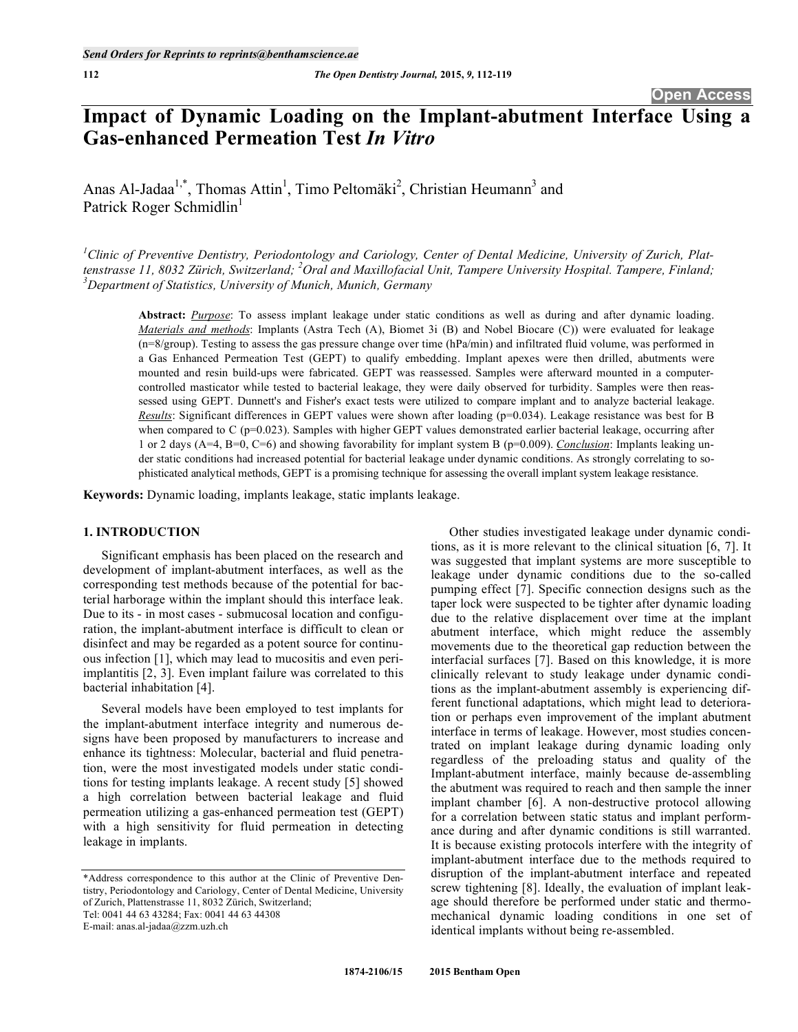# Impact of Dynamic Loading on the Implant-abutment Interface Using a Gas-enhanced Permeation Test *In Vitro*

Anas Al-Jadaa[1,*], Thomas Attin[1], Timo Peltomäki[2], Christian Heumann[3] and Patrick Roger Schmidlin[1]

*[1]Clinic of Preventive Dentistry, Periodontology and Cariology, Center of Dental Medicine, University of Zurich, Plattenstrasse 11, 8032 Zürich, Switzerland; [2]Oral and Maxillofacial Unit, Tampere University Hospital. Tampere, Finland; [3]Department of Statistics, University of Munich, Munich, Germany*

**Abstract:** ***Purpose***: To assess implant leakage under static conditions as well as during and after dynamic loading. ***Materials and methods***: Implants (Astra Tech (A), Biomet 3i (B) and Nobel Biocare (C)) were evaluated for leakage (n=8/group). Testing to assess the gas pressure change over time (hPa/min) and infiltrated fluid volume, was performed in a Gas Enhanced Permeation Test (GEPT) to qualify embedding. Implant apexes were then drilled, abutments were mounted and resin build-ups were fabricated. GEPT was reassessed. Samples were afterward mounted in a computer-controlled masticator while tested to bacterial leakage, they were daily observed for turbidity. Samples were then reassessed using GEPT. Dunnett's and Fisher's exact tests were utilized to compare implant and to analyze bacterial leakage. ***Results***: Significant differences in GEPT values were shown after loading ($p=0.034$). Leakage resistance was best for B when compared to C ($p=0.023$). Samples with higher GEPT values demonstrated earlier bacterial leakage, occurring after 1 or 2 days (A=4, B=0, C=6) and showing favorability for implant system B ($p=0.009$). ***Conclusion***: Implants leaking under static conditions had increased potential for bacterial leakage under dynamic conditions. As strongly correlating to sophisticated analytical methods, GEPT is a promising technique for assessing the overall implant system leakage resistance.

**Keywords:** Dynamic loading, implants leakage, static implants leakage.

## 1. INTRODUCTION

Significant emphasis has been placed on the research and development of implant-abutment interfaces, as well as the corresponding test methods because of the potential for bacterial harborage within the implant should this interface leak. Due to its - in most cases - submucosal location and configuration, the implant-abutment interface is difficult to clean or disinfect and may be regarded as a potent source for continuous infection [1], which may lead to mucositis and even periimplantitis [2, 3]. Even implant failure was correlated to this bacterial inhabitation [4].

Several models have been employed to test implants for the implant-abutment interface integrity and numerous designs have been proposed by manufacturers to increase and enhance its tightness: Molecular, bacterial and fluid penetration, were the most investigated models under static conditions for testing implants leakage. A recent study [5] showed a high correlation between bacterial leakage and fluid permeation utilizing a gas-enhanced permeation test (GEPT) with a high sensitivity for fluid permeation in detecting leakage in implants.

Other studies investigated leakage under dynamic conditions, as it is more relevant to the clinical situation [6, 7]. It was suggested that implant systems are more susceptible to leakage under dynamic conditions due to the so-called pumping effect [7]. Specific connection designs such as the taper lock were suspected to be tighter after dynamic loading due to the relative displacement over time at the implant abutment interface, which might reduce the assembly movements due to the theoretical gap reduction between the interfacial surfaces [7]. Based on this knowledge, it is more clinically relevant to study leakage under dynamic conditions as the implant-abutment assembly is experiencing different functional adaptations, which might lead to deterioration or perhaps even improvement of the implant abutment interface in terms of leakage. However, most studies concentrated on implant leakage during dynamic loading only regardless of the preloading status and quality of the Implant-abutment interface, mainly because de-assembling the abutment was required to reach and then sample the inner implant chamber [6]. A non-destructive protocol allowing for a correlation between static status and implant performance during and after dynamic conditions is still warranted. It is because existing protocols interfere with the integrity of implant-abutment interface due to the methods required to disruption of the implant-abutment interface and repeated screw tightening [8]. Ideally, the evaluation of implant leakage should therefore be performed under static and thermo-mechanical dynamic loading conditions in one set of identical implants without being re-assembled.

*Address correspondence to this author at the Clinic of Preventive Dentistry, Periodontology and Cariology, Center of Dental Medicine, University of Zurich, Plattenstrasse 11, 8032 Zürich, Switzerland;
Tel: 0041 44 63 43284; Fax: 0041 44 63 44308
E-mail: anas.al-jadaa@zzm.uzh.ch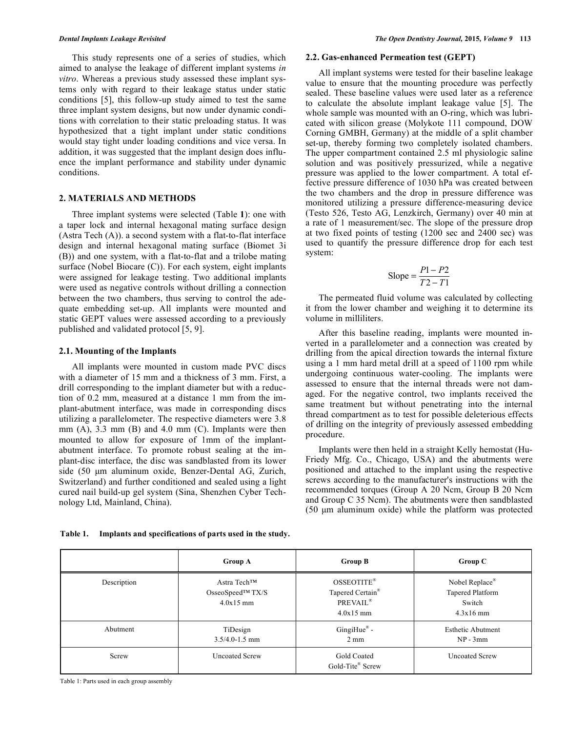This study represents one of a series of studies, which aimed to analyse the leakage of different implant systems *in vitro*. Whereas a previous study assessed these implant systems only with regard to their leakage status under static conditions [5], this follow-up study aimed to test the same three implant system designs, but now under dynamic conditions with correlation to their static preloading status. It was hypothesized that a tight implant under static conditions would stay tight under loading conditions and vice versa. In addition, it was suggested that the implant design does influence the implant performance and stability under dynamic conditions.

## 2. MATERIALS AND METHODS

Three implant systems were selected (Table **1**): one with a taper lock and internal hexagonal mating surface design (Astra Tech (A)). a second system with a flat-to-flat interface design and internal hexagonal mating surface (Biomet 3i (B)) and one system, with a flat-to-flat and a trilobe mating surface (Nobel Biocare (C)). For each system, eight implants were assigned for leakage testing. Two additional implants were used as negative controls without drilling a connection between the two chambers, thus serving to control the adequate embedding set-up. All implants were mounted and static GEPT values were assessed according to a previously published and validated protocol [5, 9].

### 2.1. Mounting of the Implants

All implants were mounted in custom made PVC discs with a diameter of 15 mm and a thickness of 3 mm. First, a drill corresponding to the implant diameter but with a reduction of 0.2 mm, measured at a distance 1 mm from the implant-abutment interface, was made in corresponding discs utilizing a parallelometer. The respective diameters were 3.8 mm (A), 3.3 mm (B) and 4.0 mm (C). Implants were then mounted to allow for exposure of 1mm of the implant-abutment interface. To promote robust sealing at the implant-disc interface, the disc was sandblasted from its lower side (50 µm aluminum oxide, Benzer-Dental AG, Zurich, Switzerland) and further conditioned and sealed using a light cured nail build-up gel system (Sina, Shenzhen Cyber Technology Ltd, Mainland, China).

### 2.2. Gas-enhanced Permeation test (GEPT)

All implant systems were tested for their baseline leakage value to ensure that the mounting procedure was perfectly sealed. These baseline values were used later as a reference to calculate the absolute implant leakage value [5]. The whole sample was mounted with an O-ring, which was lubricated with silicon grease (Molykote 111 compound, DOW Corning GMBH, Germany) at the middle of a split chamber set-up, thereby forming two completely isolated chambers. The upper compartment contained 2.5 ml physiologic saline solution and was positively pressurized, while a negative pressure was applied to the lower compartment. A total effective pressure difference of 1030 hPa was created between the two chambers and the drop in pressure difference was monitored utilizing a pressure difference-measuring device (Testo 526, Testo AG, Lenzkirch, Germany) over 40 min at a rate of 1 measurement/sec. The slope of the pressure drop at two fixed points of testing (1200 sec and 2400 sec) was used to quantify the pressure difference drop for each test system:

$$\text{Slope} = \frac{P1 - P2}{T2 - T1}$$

The permeated fluid volume was calculated by collecting it from the lower chamber and weighing it to determine its volume in milliliters.

After this baseline reading, implants were mounted inverted in a parallelometer and a connection was created by drilling from the apical direction towards the internal fixture using a 1 mm hard metal drill at a speed of 1100 rpm while undergoing continuous water-cooling. The implants were assessed to ensure that the internal threads were not damaged. For the negative control, two implants received the same treatment but without penetrating into the internal thread compartment as to test for possible deleterious effects of drilling on the integrity of previously assessed embedding procedure.

Implants were then held in a straight Kelly hemostat (Hu-Friedy Mfg. Co., Chicago, USA) and the abutments were positioned and attached to the implant using the respective screws according to the manufacturer's instructions with the recommended torques (Group A 20 Ncm, Group B 20 Ncm and Group C 35 Ncm). The abutments were then sandblasted (50 µm aluminum oxide) while the platform was protected

**Table 1. Implants and specifications of parts used in the study.**

| | Group A | Group B | Group C |
|---|---|---|---|
| Description | Astra Tech™ OsseoSpeed™ TX/S 4.0x15 mm | OSSEOTITE® Tapered Certain® PREVAIL® 4.0x15 mm | Nobel Replace® Tapered Platform Switch 4.3x16 mm |
| Abutment | TiDesign 3.5/4.0-1.5 mm | GingiHue® - 2 mm | Esthetic Abutment NP - 3mm |
| Screw | Uncoated Screw | Gold Coated Gold-Tite® Screw | Uncoated Screw |

Table 1: Parts used in each group assembly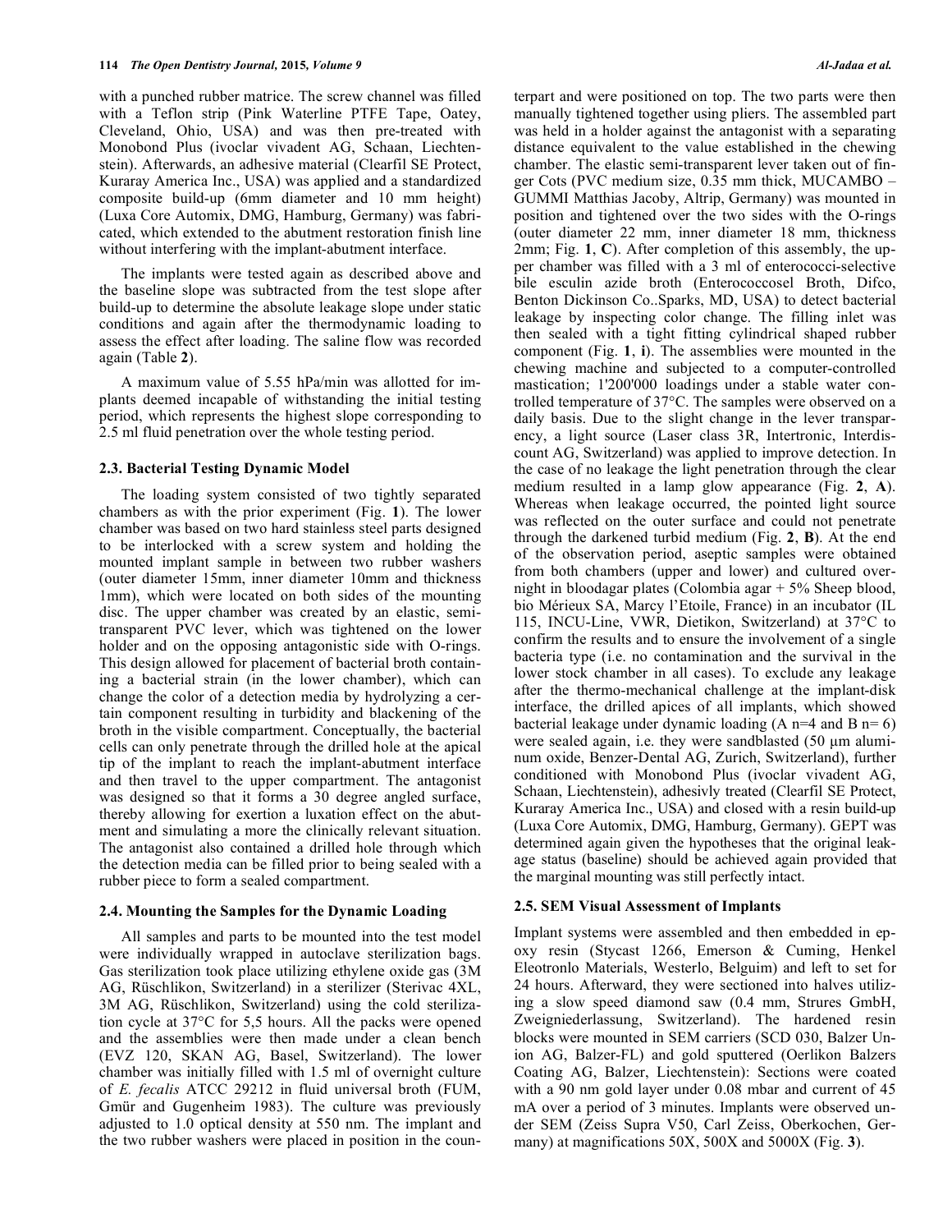with a punched rubber matrice. The screw channel was filled with a Teflon strip (Pink Waterline PTFE Tape, Oatey, Cleveland, Ohio, USA) and was then pre-treated with Monobond Plus (ivoclar vivadent AG, Schaan, Liechtenstein). Afterwards, an adhesive material (Clearfil SE Protect, Kuraray America Inc., USA) was applied and a standardized composite build-up (6mm diameter and 10 mm height) (Luxa Core Automix, DMG, Hamburg, Germany) was fabricated, which extended to the abutment restoration finish line without interfering with the implant-abutment interface.

The implants were tested again as described above and the baseline slope was subtracted from the test slope after build-up to determine the absolute leakage slope under static conditions and again after the thermodynamic loading to assess the effect after loading. The saline flow was recorded again (Table **2**).

A maximum value of 5.55 hPa/min was allotted for implants deemed incapable of withstanding the initial testing period, which represents the highest slope corresponding to 2.5 ml fluid penetration over the whole testing period.

### 2.3. Bacterial Testing Dynamic Model

The loading system consisted of two tightly separated chambers as with the prior experiment (Fig. **1**). The lower chamber was based on two hard stainless steel parts designed to be interlocked with a screw system and holding the mounted implant sample in between two rubber washers (outer diameter 15mm, inner diameter 10mm and thickness 1mm), which were located on both sides of the mounting disc. The upper chamber was created by an elastic, semi-transparent PVC lever, which was tightened on the lower holder and on the opposing antagonistic side with O-rings. This design allowed for placement of bacterial broth containing a bacterial strain (in the lower chamber), which can change the color of a detection media by hydrolyzing a certain component resulting in turbidity and blackening of the broth in the visible compartment. Conceptually, the bacterial cells can only penetrate through the drilled hole at the apical tip of the implant to reach the implant-abutment interface and then travel to the upper compartment. The antagonist was designed so that it forms a 30 degree angled surface, thereby allowing for exertion a luxation effect on the abutment and simulating a more the clinically relevant situation. The antagonist also contained a drilled hole through which the detection media can be filled prior to being sealed with a rubber piece to form a sealed compartment.

### 2.4. Mounting the Samples for the Dynamic Loading

All samples and parts to be mounted into the test model were individually wrapped in autoclave sterilization bags. Gas sterilization took place utilizing ethylene oxide gas (3M AG, Rüschlikon, Switzerland) in a sterilizer (Sterivac 4XL, 3M AG, Rüschlikon, Switzerland) using the cold sterilization cycle at 37°C for 5,5 hours. All the packs were opened and the assemblies were then made under a clean bench (EVZ 120, SKAN AG, Basel, Switzerland). The lower chamber was initially filled with 1.5 ml of overnight culture of *E. fecalis* ATCC 29212 in fluid universal broth (FUM, Gmür and Gugenheim 1983). The culture was previously adjusted to 1.0 optical density at 550 nm. The implant and the two rubber washers were placed in position in the counterpart and were positioned on top. The two parts were then manually tightened together using pliers. The assembled part was held in a holder against the antagonist with a separating distance equivalent to the value established in the chewing chamber. The elastic semi-transparent lever taken out of finger Cots (PVC medium size, 0.35 mm thick, MUCAMBO – GUMMI Matthias Jacoby, Altrip, Germany) was mounted in position and tightened over the two sides with the O-rings (outer diameter 22 mm, inner diameter 18 mm, thickness 2mm; Fig. **1**, **C**). After completion of this assembly, the upper chamber was filled with a 3 ml of enterococci-selective bile esculin azide broth (Enterococcosel Broth, Difco, Benton Dickinson Co..Sparks, MD, USA) to detect bacterial leakage by inspecting color change. The filling inlet was then sealed with a tight fitting cylindrical shaped rubber component (Fig. **1**, **i**). The assemblies were mounted in the chewing machine and subjected to a computer-controlled mastication; 1'200'000 loadings under a stable water controlled temperature of 37°C. The samples were observed on a daily basis. Due to the slight change in the lever transparency, a light source (Laser class 3R, Intertronic, Interdiscount AG, Switzerland) was applied to improve detection. In the case of no leakage the light penetration through the clear medium resulted in a lamp glow appearance (Fig. **2**, **A**). Whereas when leakage occurred, the pointed light source was reflected on the outer surface and could not penetrate through the darkened turbid medium (Fig. **2**, **B**). At the end of the observation period, aseptic samples were obtained from both chambers (upper and lower) and cultured overnight in bloodagar plates (Colombia agar + 5% Sheep blood, bio Mérieux SA, Marcy l'Etoile, France) in an incubator (IL 115, INCU-Line, VWR, Dietikon, Switzerland) at 37°C to confirm the results and to ensure the involvement of a single bacteria type (i.e. no contamination and the survival in the lower stock chamber in all cases). To exclude any leakage after the thermo-mechanical challenge at the implant-disk interface, the drilled apices of all implants, which showed bacterial leakage under dynamic loading (A n=4 and B n= 6) were sealed again, i.e. they were sandblasted (50 µm aluminum oxide, Benzer-Dental AG, Zurich, Switzerland), further conditioned with Monobond Plus (ivoclar vivadent AG, Schaan, Liechtenstein), adhesivly treated (Clearfil SE Protect, Kuraray America Inc., USA) and closed with a resin build-up (Luxa Core Automix, DMG, Hamburg, Germany). GEPT was determined again given the hypotheses that the original leakage status (baseline) should be achieved again provided that the marginal mounting was still perfectly intact.

### 2.5. SEM Visual Assessment of Implants

Implant systems were assembled and then embedded in epoxy resin (Stycast 1266, Emerson & Cuming, Henkel Heikel Trolo Materials, Westerlo, Belguim) and left to set for 24 hours. Afterward, they were sectioned into halves utilizing a slow speed diamond saw (0.4 mm, Strures GmbH, Zweigniederlassung, Switzerland). The hardened resin blocks were mounted in SEM carriers (SCD 030, Balzer Union AG, Balzer-FL) and gold sputtered (Oerlikon Balzers Coating AG, Balzer, Liechtenstein): Sections were coated with a 90 nm gold layer under 0.08 mbar and current of 45 mA over a period of 3 minutes. Implants were observed under SEM (Zeiss Supra V50, Carl Zeiss, Oberkochen, Germany) at magnifications 50X, 500X and 5000X (Fig. **3**).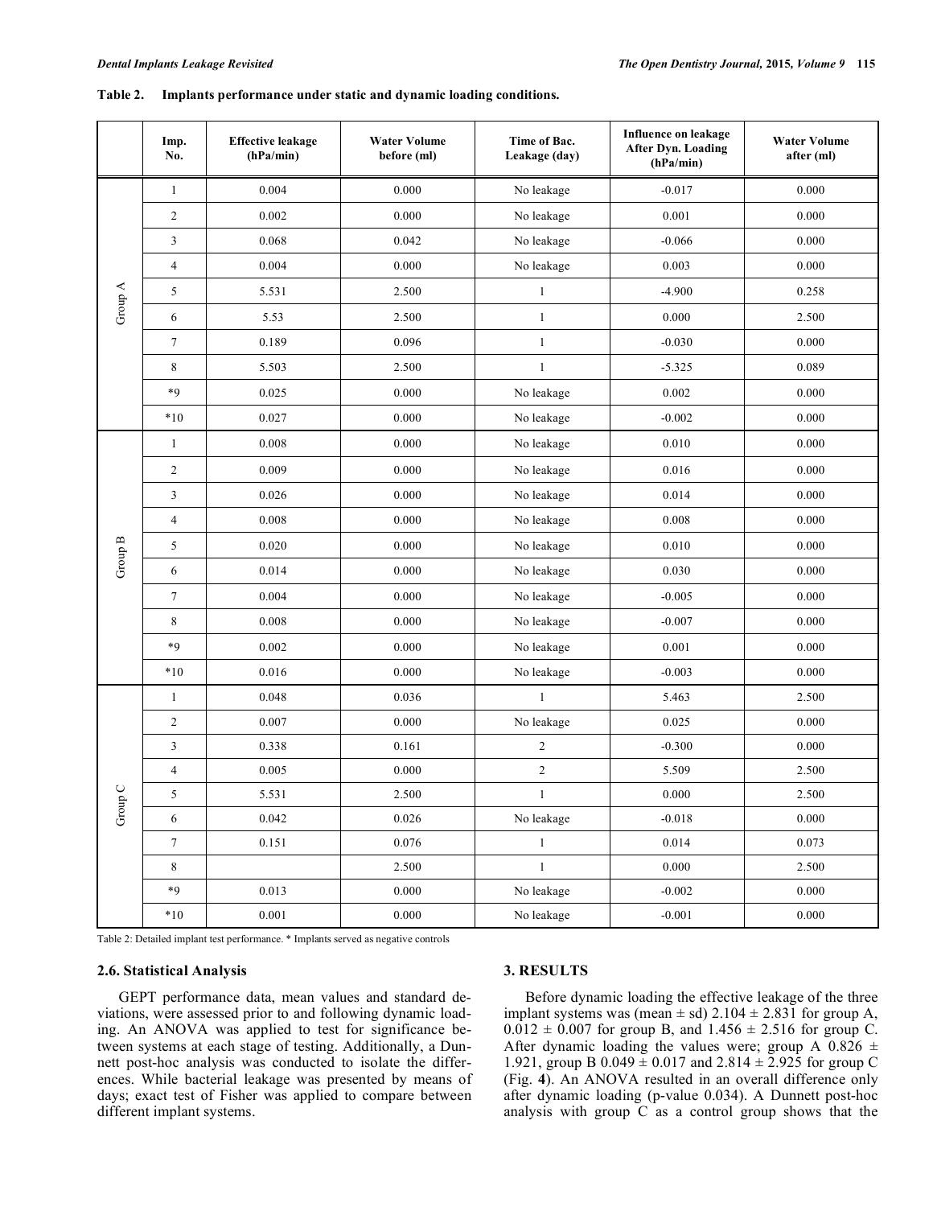**Table 2. Implants performance under static and dynamic loading conditions.**

| | Imp. No. | Effective leakage (hPa/min) | Water Volume before (ml) | Time of Bac. Leakage (day) | Influence on leakage After Dyn. Loading (hPa/min) | Water Volume after (ml) |
|---|---|---|---|---|---|---|
| Group A | 1 | 0.004 | 0.000 | No leakage | -0.017 | 0.000 |
| | 2 | 0.002 | 0.000 | No leakage | 0.001 | 0.000 |
| | 3 | 0.068 | 0.042 | No leakage | -0.066 | 0.000 |
| | 4 | 0.004 | 0.000 | No leakage | 0.003 | 0.000 |
| | 5 | 5.531 | 2.500 | 1 | -4.900 | 0.258 |
| | 6 | 5.53 | 2.500 | 1 | 0.000 | 2.500 |
| | 7 | 0.189 | 0.096 | 1 | -0.030 | 0.000 |
| | 8 | 5.503 | 2.500 | 1 | -5.325 | 0.089 |
| | *9 | 0.025 | 0.000 | No leakage | 0.002 | 0.000 |
| | *10 | 0.027 | 0.000 | No leakage | -0.002 | 0.000 |
| Group B | 1 | 0.008 | 0.000 | No leakage | 0.010 | 0.000 |
| | 2 | 0.009 | 0.000 | No leakage | 0.016 | 0.000 |
| | 3 | 0.026 | 0.000 | No leakage | 0.014 | 0.000 |
| | 4 | 0.008 | 0.000 | No leakage | 0.008 | 0.000 |
| | 5 | 0.020 | 0.000 | No leakage | 0.010 | 0.000 |
| | 6 | 0.014 | 0.000 | No leakage | 0.030 | 0.000 |
| | 7 | 0.004 | 0.000 | No leakage | -0.005 | 0.000 |
| | 8 | 0.008 | 0.000 | No leakage | -0.007 | 0.000 |
| | *9 | 0.002 | 0.000 | No leakage | 0.001 | 0.000 |
| | *10 | 0.016 | 0.000 | No leakage | -0.003 | 0.000 |
| Group C | 1 | 0.048 | 0.036 | 1 | 5.463 | 2.500 |
| | 2 | 0.007 | 0.000 | No leakage | 0.025 | 0.000 |
| | 3 | 0.338 | 0.161 | 2 | -0.300 | 0.000 |
| | 4 | 0.005 | 0.000 | 2 | 5.509 | 2.500 |
| | 5 | 5.531 | 2.500 | 1 | 0.000 | 2.500 |
| | 6 | 0.042 | 0.026 | No leakage | -0.018 | 0.000 |
| | 7 | 0.151 | 0.076 | 1 | 0.014 | 0.073 |
| | 8 | | 2.500 | 1 | 0.000 | 2.500 |
| | *9 | 0.013 | 0.000 | No leakage | -0.002 | 0.000 |
| | *10 | 0.001 | 0.000 | No leakage | -0.001 | 0.000 |

Table 2: Detailed implant test performance. * Implants served as negative controls

### 2.6. Statistical Analysis

GEPT performance data, mean values and standard deviations, were assessed prior to and following dynamic loading. An ANOVA was applied to test for significance between systems at each stage of testing. Additionally, a Dunnett post-hoc analysis was conducted to isolate the differences. While bacterial leakage was presented by means of days; exact test of Fisher was applied to compare between different implant systems.

## 3. RESULTS

Before dynamic loading the effective leakage of the three implant systems was (mean ± sd) 2.104 ± 2.831 for group A, 0.012 ± 0.007 for group B, and 1.456 ± 2.516 for group C. After dynamic loading the values were; group A 0.826 ± 1.921, group B 0.049 ± 0.017 and 2.814 ± 2.925 for group C (Fig. **4**). An ANOVA resulted in an overall difference only after dynamic loading (p-value 0.034). A Dunnett post-hoc analysis with group C as a control group shows that the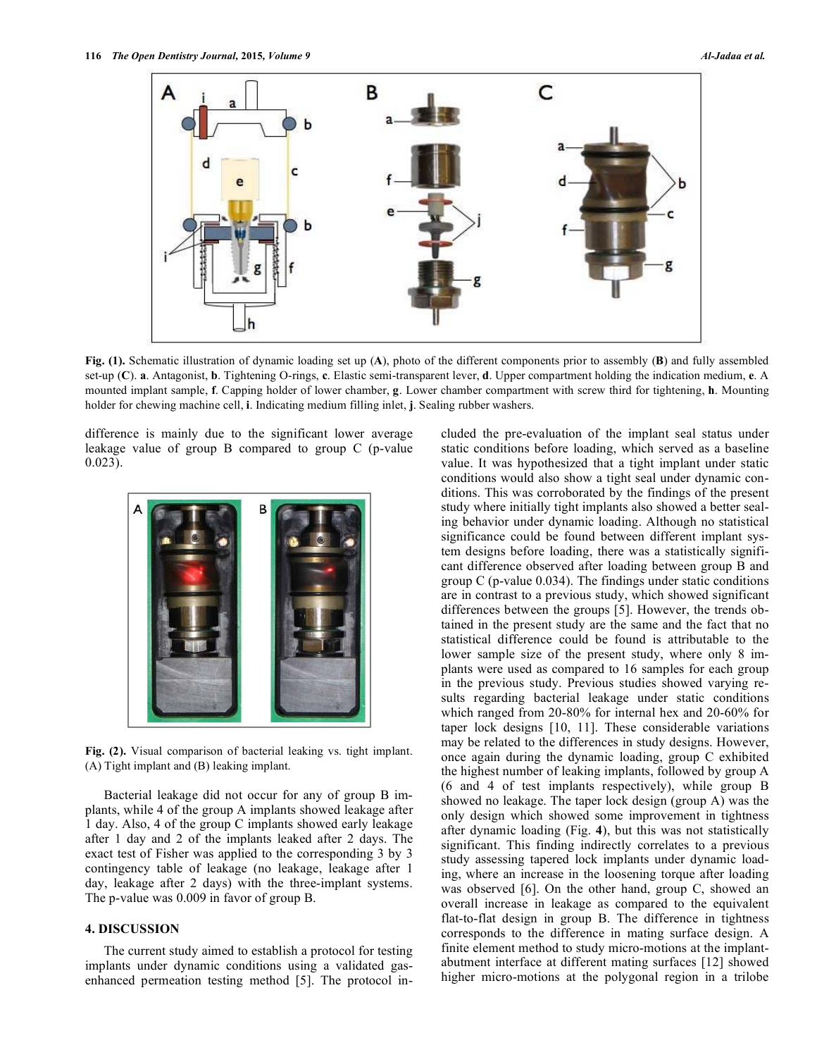Fig. (1). Schematic illustration of dynamic loading set up (**A**), photo of the different components prior to assembly (**B**) and fully assembled set-up (**C**). **a**. Antagonist, **b**. Tightening O-rings, **c**. Elastic semi-transparent lever, **d**. Upper compartment holding the indication medium, **e**. A mounted implant sample, **f**. Capping holder of lower chamber, **g**. Lower chamber compartment with screw third for tightening, **h**. Mounting holder for chewing machine cell, **i**. Indicating medium filling inlet, **j**. Sealing rubber washers.

difference is mainly due to the significant lower average leakage value of group B compared to group C (p-value 0.023).

Fig. (2). Visual comparison of bacterial leaking vs. tight implant. (A) Tight implant and (B) leaking implant.

Bacterial leakage did not occur for any of group B implants, while 4 of the group A implants showed leakage after 1 day. Also, 4 of the group C implants showed early leakage after 1 day and 2 of the implants leaked after 2 days. The exact test of Fisher was applied to the corresponding 3 by 3 contingency table of leakage (no leakage, leakage after 1 day, leakage after 2 days) with the three-implant systems. The p-value was 0.009 in favor of group B.

## 4. DISCUSSION

The current study aimed to establish a protocol for testing implants under dynamic conditions using a validated gas-enhanced permeation testing method [5]. The protocol included the pre-evaluation of the implant seal status under static conditions before loading, which served as a baseline value. It was hypothesized that a tight implant under static conditions would also show a tight seal under dynamic conditions. This was corroborated by the findings of the present study where initially tight implants also showed a better sealing behavior under dynamic loading. Although no statistical significance could be found between different implant system designs before loading, there was a statistically significant difference observed after loading between group B and group C (p-value 0.034). The findings under static conditions are in contrast to a previous study, which showed significant differences between the groups [5]. However, the trends obtained in the present study are the same and the fact that no statistical difference could be found is attributable to the lower sample size of the present study, where only 8 implants were used as compared to 16 samples for each group in the previous study. Previous studies showed varying results regarding bacterial leakage under static conditions which ranged from 20-80% for internal hex and 20-60% for taper lock designs [10, 11]. These considerable variations may be related to the differences in study designs. However, once again during the dynamic loading, group C exhibited the highest number of leaking implants, followed by group A (6 and 4 of test implants respectively), while group B showed no leakage. The taper lock design (group A) was the only design which showed some improvement in tightness after dynamic loading (Fig. **4**), but this was not statistically significant. This finding indirectly correlates to a previous study assessing tapered lock implants under dynamic loading, where an increase in the loosening torque after loading was observed [6]. On the other hand, group C, showed an overall increase in leakage as compared to the equivalent flat-to-flat design in group B. The difference in tightness corresponds to the difference in mating surface design. A finite element method to study micro-motions at the implant-abutment interface at different mating surfaces [12] showed higher micro-motions at the polygonal region in a trilobe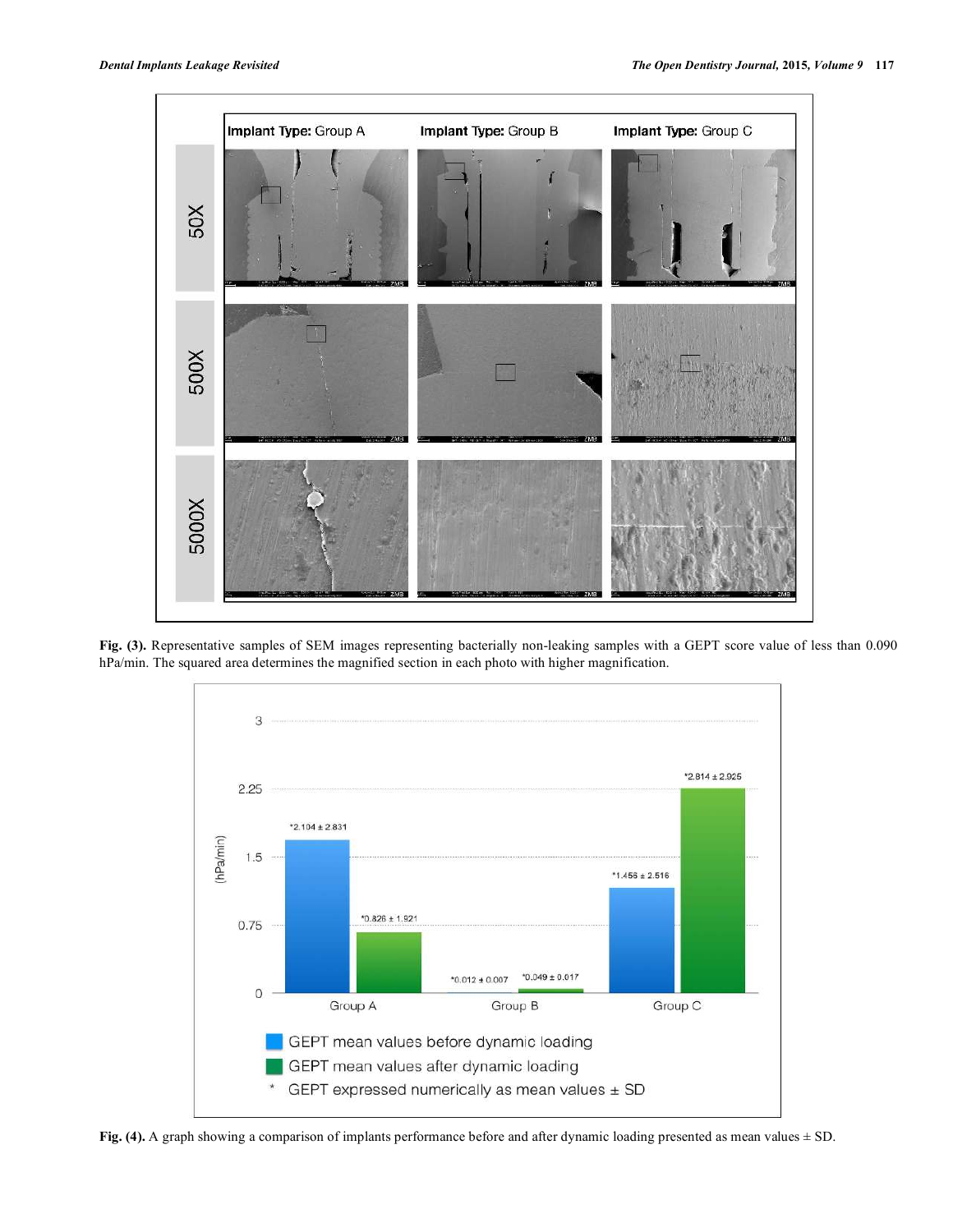Implant Type: Group A

Implant Type: Group B

Implant Type: Group C

50X

500X

5000X

**Fig. (3).** Representative samples of SEM images representing bacterially non-leaking samples with a GEPT score value of less than 0.090 hPa/min. The squared area determines the magnified section in each photo with higher magnification.

3

2.25

1.5

0.75

0

(hPa/min)

*2.104 ± 2.831

*0.826 ± 1.921

*0.012 ± 0.007

*0.049 ± 0.017

*1.456 ± 2.516

*2.814 ± 2.925

Group A

Group B

Group C

GEPT mean values before dynamic loading

GEPT mean values after dynamic loading

\* GEPT expressed numerically as mean values ± SD

**Fig. (4).** A graph showing a comparison of implants performance before and after dynamic loading presented as mean values ± SD.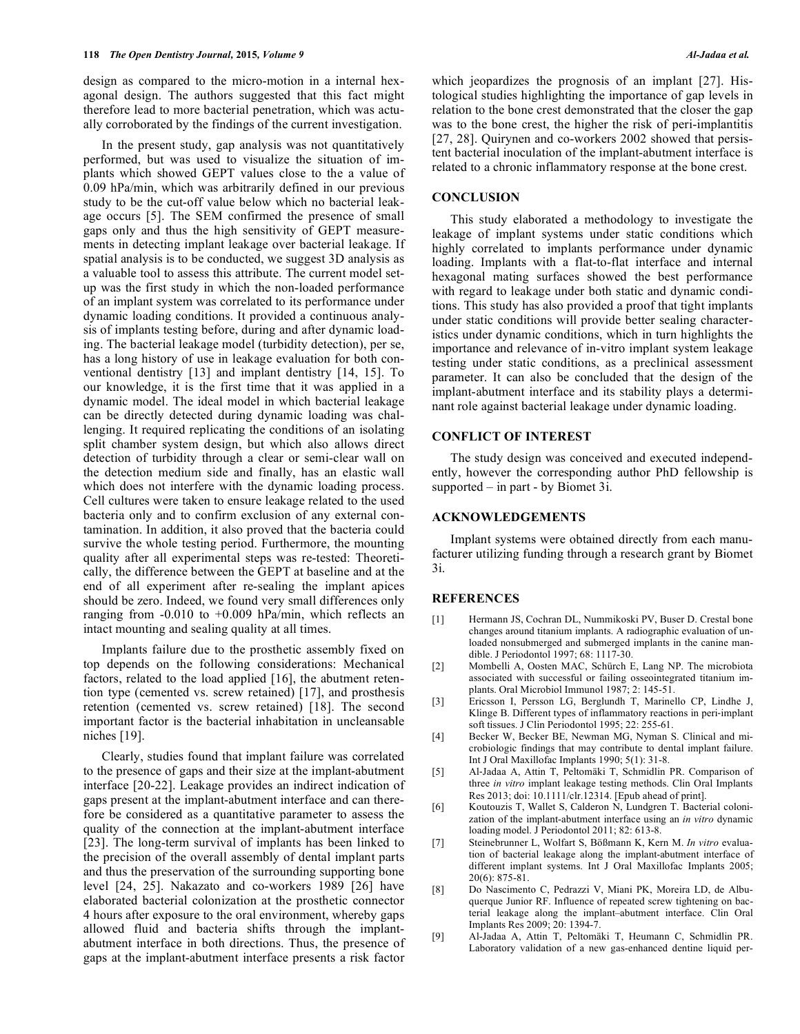design as compared to the micro-motion in a internal hexagonal design. The authors suggested that this fact might therefore lead to more bacterial penetration, which was actually corroborated by the findings of the current investigation.

In the present study, gap analysis was not quantitatively performed, but was used to visualize the situation of implants which showed GEPT values close to the a value of 0.09 hPa/min, which was arbitrarily defined in our previous study to be the cut-off value below which no bacterial leakage occurs [5]. The SEM confirmed the presence of small gaps only and thus the high sensitivity of GEPT measurements in detecting implant leakage over bacterial leakage. If spatial analysis is to be conducted, we suggest 3D analysis as a valuable tool to assess this attribute. The current model setup was the first study in which the non-loaded performance of an implant system was correlated to its performance under dynamic loading conditions. It provided a continuous analysis of implants testing before, during and after dynamic loading. The bacterial leakage model (turbidity detection), per se, has a long history of use in leakage evaluation for both conventional dentistry [13] and implant dentistry [14, 15]. To our knowledge, it is the first time that it was applied in a dynamic model. The ideal model in which bacterial leakage can be directly detected during dynamic loading was challenging. It required replicating the conditions of an isolating split chamber system design, but which also allows direct detection of turbidity through a clear or semi-clear wall on the detection medium side and finally, has an elastic wall which does not interfere with the dynamic loading process. Cell cultures were taken to ensure leakage related to the used bacteria only and to confirm exclusion of any external contamination. In addition, it also proved that the bacteria could survive the whole testing period. Furthermore, the mounting quality after all experimental steps was re-tested: Theoretically, the difference between the GEPT at baseline and at the end of all experiment after re-sealing the implant apices should be zero. Indeed, we found very small differences only ranging from -0.010 to +0.009 hPa/min, which reflects an intact mounting and sealing quality at all times.

Implants failure due to the prosthetic assembly fixed on top depends on the following considerations: Mechanical factors, related to the load applied [16], the abutment retention type (cemented vs. screw retained) [17], and prosthesis retention (cemented vs. screw retained) [18]. The second important factor is the bacterial inhabitation in uncleansable niches [19].

Clearly, studies found that implant failure was correlated to the presence of gaps and their size at the implant-abutment interface [20-22]. Leakage provides an indirect indication of gaps present at the implant-abutment interface and can therefore be considered as a quantitative parameter to assess the quality of the connection at the implant-abutment interface [23]. The long-term survival of implants has been linked to the precision of the overall assembly of dental implant parts and thus the preservation of the surrounding supporting bone level [24, 25]. Nakazato and co-workers 1989 [26] have elaborated bacterial colonization at the prosthetic connector 4 hours after exposure to the oral environment, whereby gaps allowed fluid and bacteria shifts through the implant-abutment interface in both directions. Thus, the presence of gaps at the implant-abutment interface presents a risk factor which jeopardizes the prognosis of an implant [27]. Histological studies highlighting the importance of gap levels in relation to the bone crest demonstrated that the closer the gap was to the bone crest, the higher the risk of peri-implantitis [27, 28]. Quirynen and co-workers 2002 showed that persistent bacterial inoculation of the implant-abutment interface is related to a chronic inflammatory response at the bone crest.

## CONCLUSION

This study elaborated a methodology to investigate the leakage of implant systems under static conditions which highly correlated to implants performance under dynamic loading. Implants with a flat-to-flat interface and internal hexagonal mating surfaces showed the best performance with regard to leakage under both static and dynamic conditions. This study has also provided a proof that tight implants under static conditions will provide better sealing characteristics under dynamic conditions, which in turn highlights the importance and relevance of in-vitro implant system leakage testing under static conditions, as a preclinical assessment parameter. It can also be concluded that the design of the implant-abutment interface and its stability plays a determinant role against bacterial leakage under dynamic loading.

## CONFLICT OF INTEREST

The study design was conceived and executed independently, however the corresponding author PhD fellowship is supported – in part - by Biomet 3i.

## ACKNOWLEDGEMENTS

Implant systems were obtained directly from each manufacturer utilizing funding through a research grant by Biomet 3i.

## REFERENCES

[1] Hermann JS, Cochran DL, Nummikoski PV, Buser D. Crestal bone changes around titanium implants. A radiographic evaluation of unloaded nonsubmerged and submerged implants in the canine mandible. J Periodontol 1997; 68: 1117-30.

[2] Mombelli A, Oosten MAC, Schürch E, Lang NP. The microbiota associated with successful or failing osseointegrated titanium implants. Oral Microbiol Immunol 1987; 2: 145-51.

[3] Ericsson I, Persson LG, Berglundh T, Marinello CP, Lindhe J, Klinge B. Different types of inflammatory reactions in peri-implant soft tissues. J Clin Periodontol 1995; 22: 255-61.

[4] Becker W, Becker BE, Newman MG, Nyman S. Clinical and microbiologic findings that may contribute to dental implant failure. Int J Oral Maxillofac Implants 1990; 5(1): 31-8.

[5] Al-Jadaa A, Attin T, Peltomäki T, Schmidlin PR. Comparison of three *in vitro* implant leakage testing methods. Clin Oral Implants Res 2013; doi: 10.1111/clr.12314. [Epub ahead of print].

[6] Koutouzis T, Wallet S, Calderon N, Lundgren T. Bacterial colonization of the implant-abutment interface using an *in vitro* dynamic loading model. J Periodontol 2011; 82: 613-8.

[7] Steinebrunner L, Wolfart S, Bößmann K, Kern M. *In vitro* evaluation of bacterial leakage along the implant-abutment interface of different implant systems. Int J Oral Maxillofac Implants 2005; 20(6): 875-81.

[8] Do Nascimento C, Pedrazzi V, Miani PK, Moreira LD, de Albuquerque Junior RF. Influence of repeated screw tightening on bacterial leakage along the implant–abutment interface. Clin Oral Implants Res 2009; 20: 1394-7.

[9] Al-Jadaa A, Attin T, Peltomäki T, Heumann C, Schmidlin PR. Laboratory validation of a new gas-enhanced dentine liquid per-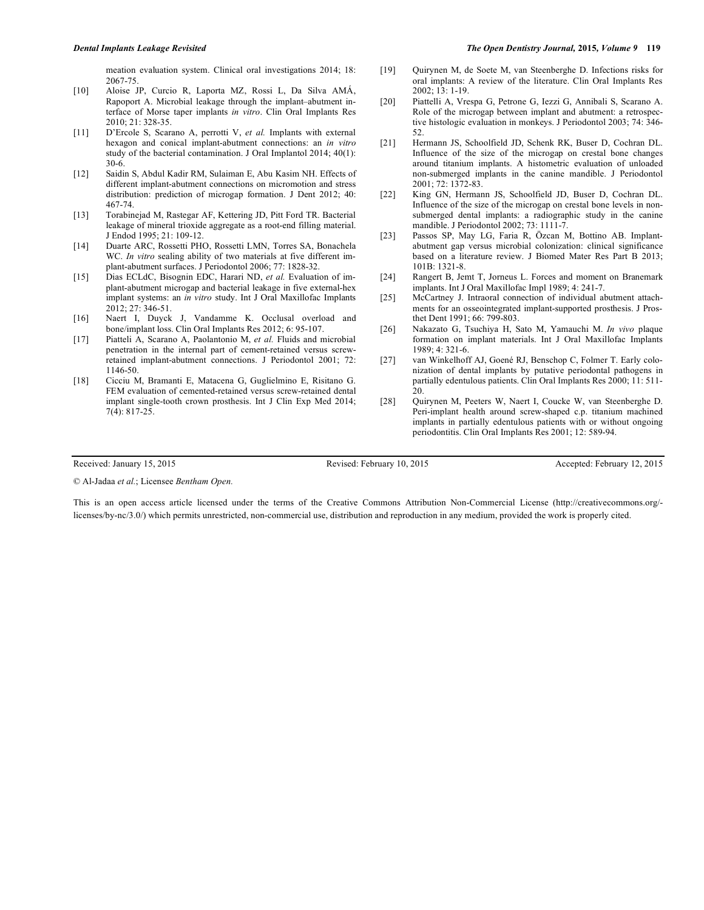meation evaluation system. Clinical oral investigations 2014; 18: 2067-75.

[10] Aloise JP, Curcio R, Laporta MZ, Rossi L, Da Silva AMÁ, Rapoport A. Microbial leakage through the implant–abutment interface of Morse taper implants *in vitro*. Clin Oral Implants Res 2010; 21: 328-35.

[11] D'Ercole S, Scarano A, perrotti V, *et al.* Implants with external hexagon and conical implant-abutment connections: an *in vitro* study of the bacterial contamination. J Oral Implantol 2014; 40(1): 30-6.

[12] Saidin S, Abdul Kadir RM, Sulaiman E, Abu Kasim NH. Effects of different implant-abutment connections on micromotion and stress distribution: prediction of microgap formation. J Dent 2012; 40: 467-74.

[13] Torabinejad M, Rastegar AF, Kettering JD, Pitt Ford TR. Bacterial leakage of mineral trioxide aggregate as a root-end filling material. J Endod 1995; 21: 109-12.

[14] Duarte ARC, Rossetti PHO, Rossetti LMN, Torres SA, Bonachela WC. *In vitro* sealing ability of two materials at five different implant-abutment surfaces. J Periodontol 2006; 77: 1828-32.

[15] Dias ECLdC, Bisognin EDC, Harari ND, *et al.* Evaluation of implant-abutment microgap and bacterial leakage in five external-hex implant systems: an *in vitro* study. Int J Oral Maxillofac Implants 2012; 27: 346-51.

[16] Naert I, Duyck J, Vandamme K. Occlusal overload and bone/implant loss. Clin Oral Implants Res 2012; 6: 95-107.

[17] Piatteli A, Scarano A, Paolantonio M, *et al.* Fluids and microbial penetration in the internal part of cement-retained versus screw-retained implant-abutment connections. J Periodontol 2001; 72: 1146-50.

[18] Cicciu M, Bramanti E, Matacena G, Guglielmino E, Risitano G. FEM evaluation of cemented-retained versus screw-retained dental implant single-tooth crown prosthesis. Int J Clin Exp Med 2014; 7(4): 817-25.

[19] Quirynen M, de Soete M, van Steenberghe D. Infections risks for oral implants: A review of the literature. Clin Oral Implants Res 2002; 13: 1-19.

[20] Piattelli A, Vrespa G, Petrone G, Iezzi G, Annibali S, Scarano A. Role of the microgap between implant and abutment: a retrospective histologic evaluation in monkeys. J Periodontol 2003; 74: 346-52.

[21] Hermann JS, Schoolfield JD, Schenk RK, Buser D, Cochran DL. Influence of the size of the microgap on crestal bone changes around titanium implants. A histometric evaluation of unloaded non-submerged implants in the canine mandible. J Periodontol 2001; 72: 1372-83.

[22] King GN, Hermann JS, Schoolfield JD, Buser D, Cochran DL. Influence of the size of the microgap on crestal bone levels in non-submerged dental implants: a radiographic study in the canine mandible. J Periodontol 2002; 73: 1111-7.

[23] Passos SP, May LG, Faria R, Özcan M, Bottino AB. Implant-abutment gap versus microbial colonization: clinical significance based on a literature review. J Biomed Mater Res Part B 2013; 101B: 1321-8.

[24] Rangert B, Jemt T, Jorneus L. Forces and moment on Branemark implants. Int J Oral Maxillofac Impl 1989; 4: 241-7.

[25] McCartney J. Intraoral connection of individual abutment attachments for an osseointegrated implant-supported prosthesis. J Prosthet Dent 1991; 66: 799-803.

[26] Nakazato G, Tsuchiya H, Sato M, Yamauchi M. *In vivo* plaque formation on implant materials. Int J Oral Maxillofac Implants 1989; 4: 321-6.

[27] van Winkelhoff AJ, Goené RJ, Benschop C, Folmer T. Early colonization of dental implants by putative periodontal pathogens in partially edentulous patients. Clin Oral Implants Res 2000; 11: 511-20.

[28] Quirynen M, Peeters W, Naert I, Coucke W, van Steenberghe D. Peri-implant health around screw-shaped c.p. titanium machined implants in partially edentulous patients with or without ongoing periodontitis. Clin Oral Implants Res 2001; 12: 589-94.

---

Received: January 15, 2015 Revised: February 10, 2015 Accepted: February 12, 2015

© Al-Jadaa *et al.*; Licensee *Bentham Open.*

This is an open access article licensed under the terms of the Creative Commons Attribution Non-Commercial License (http://creativecommons.org/-licenses/by-nc/3.0/) which permits unrestricted, non-commercial use, distribution and reproduction in any medium, provided the work is properly cited.